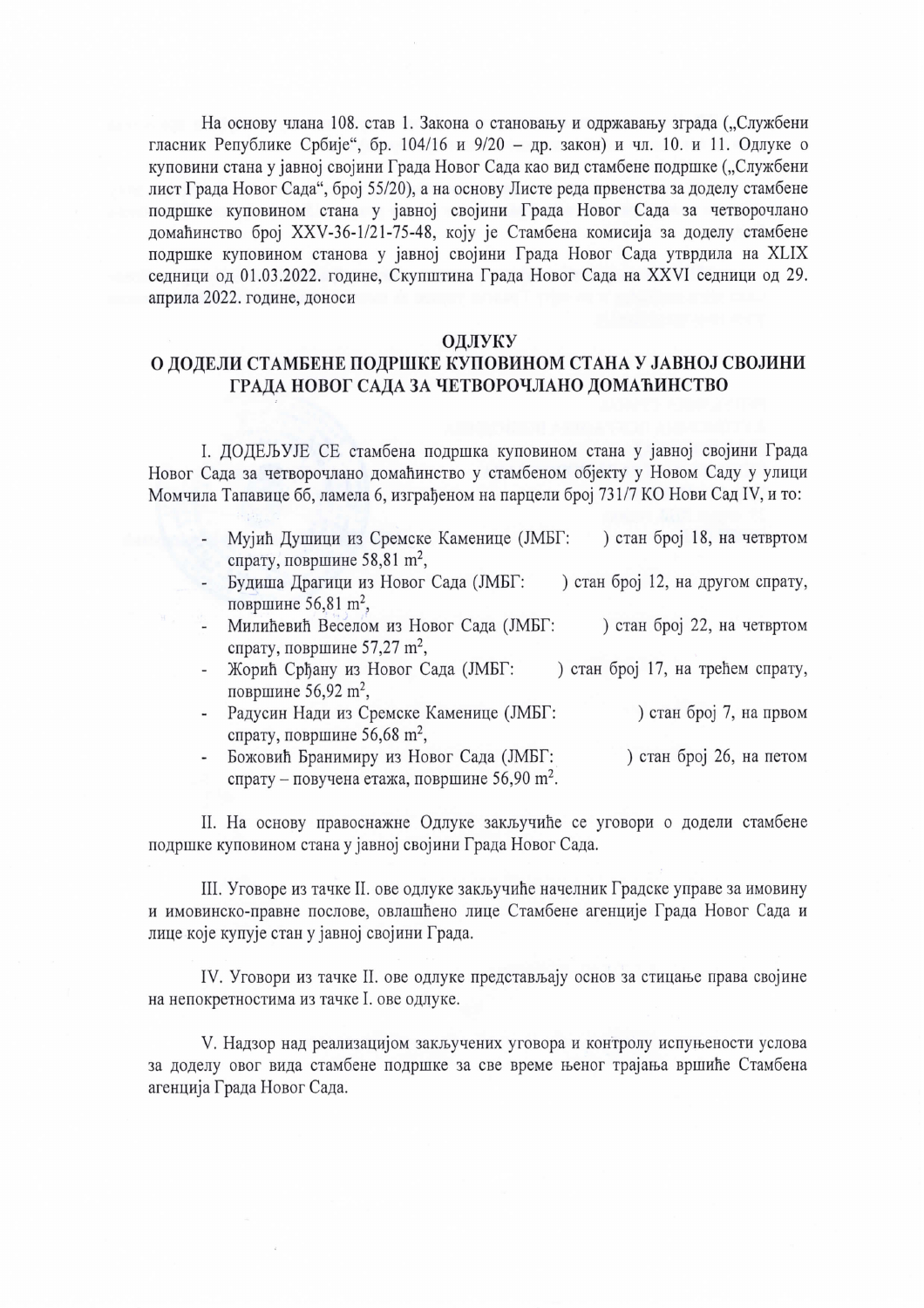На основу члана 108. став 1. Закона о становању и одржавању зграда („Службени гласник Републике Србије", бр. 104/16 и 9/20 – др. закон) и чл. 10. и 11. Одлуке о куповини стана у јавној својини Града Новог Сада као вид стамбене подршке („Службени лист Града Новог Сада", број 55/20), а на основу Листе реда првенства за доделу стамбене подршке куповином стана у јавној својини Града Новог Сада за четворочлано домаћинство број XXV-36-1/21-75-48, коју је Стамбена комисија за доделу стамбене подршке куповином станова у јавној својини Града Новог Сада утврдила на XLIX седници од 01.03.2022. године, Скупштина Града Новог Сада на XXVI седници од 29. априла 2022. године, доноси

# ОДЛУКУ
## О ДОДЕЛИ СТАМБЕНЕ ПОДРШКЕ КУПОВИНОМ СТАНА У ЈАВНОЈ СВОЈИНИ ГРАДА НОВОГ САДА ЗА ЧЕТВОРОЧЛАНО ДОМАЋИНСТВО

I. ДОДЕЉУЈЕ СЕ стамбена подршка куповином стана у јавној својини Града Новог Сада за четворочлано домаћинство у стамбеном објекту у Новом Саду у улици Момчила Тапавице бб, ламела 6, изграђеном на парцели број 731/7 КО Нови Сад IV, и то:

- Мујић Душици из Сремске Каменице (ЈМБГ: ) стан број 18, на четвртом спрату, површине 58,81 m$^2$,
- Будиша Драгици из Новог Сада (ЈМБГ: ) стан број 12, на другом спрату, површине 56,81 m$^2$,
- Милићевић Веселом из Новог Сада (ЈМБГ: ) стан број 22, на четвртом спрату, површине 57,27 m$^2$,
- Жорић Срђану из Новог Сада (ЈМБГ: ) стан број 17, на трећем спрату, површине 56,92 m$^2$,
- Радусин Нади из Сремске Каменице (ЈМБГ: ) стан број 7, на првом спрату, површине 56,68 m$^2$,
- Божовић Бранимиру из Новог Сада (ЈМБГ: ) стан број 26, на петом спрату – повучена етажа, површине 56,90 m$^2$.

II. На основу правоснажне Одлуке закључиће се уговори о додели стамбене подршке куповином стана у јавној својини Града Новог Сада.

III. Уговоре из тачке II. ове одлуке закључиће начелник Градске управе за имовину и имовинско-правне послове, овлашћено лице Стамбене агенције Града Новог Сада и лице које купује стан у јавној својини Града.

IV. Уговори из тачке II. ове одлуке представљају основ за стицање права својине на непокретностима из тачке I. ове одлуке.

V. Надзор над реализацијом закључених уговора и контролу испуњености услова за доделу овог вида стамбене подршке за све време њеног трајања вршиће Стамбена агенција Града Новог Сада.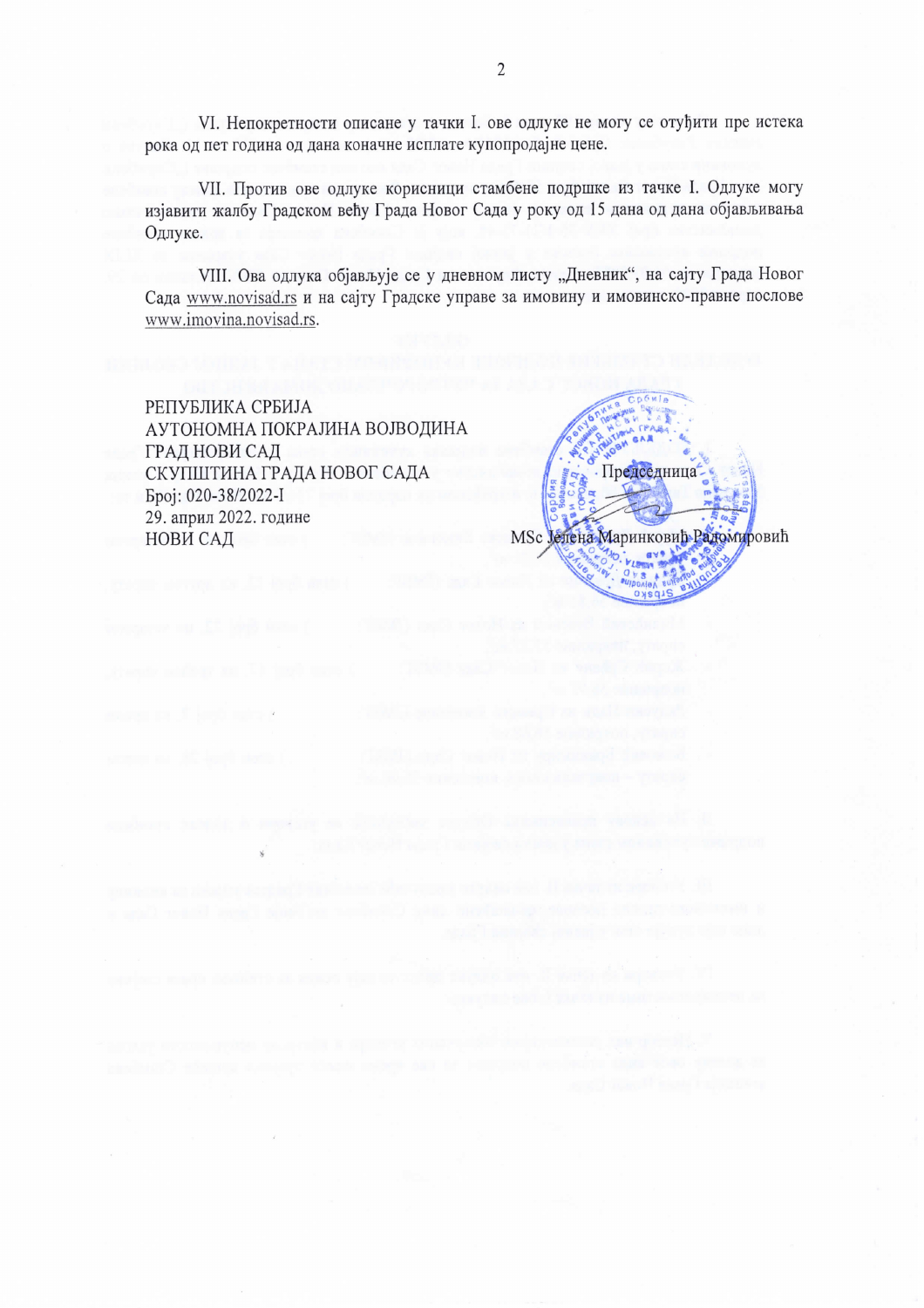VI. Непокретности описане у тачки I. ове одлуке не могу се отуђити пре истека рока од пет година од дана коначне исплате купопродајне цене.

VII. Против ове одлуке корисници стамбене подршке из тачке I. Одлуке могу изјавити жалбу Градском већу Града Новог Сада у року од 15 дана од дана објављивања Одлуке.

VIII. Ова одлука објављује се у дневном листу „Дневник", на сајту Града Новог Сада www.novisad.rs и на сајту Градске управе за имовину и имовинско-правне послове www.imovina.novisad.rs.

РЕПУБЛИКА СРБИЈА
АУТОНОМНА ПОКРАЈИНА ВОЈВОДИНА
ГРАД НОВИ САД
СКУПШТИНА ГРАДА НОВОГ САДА
Број: 020-38/2022-I
29. април 2022. године
НОВИ САД

Председница

MSc Јелена Маринковић Радомировић